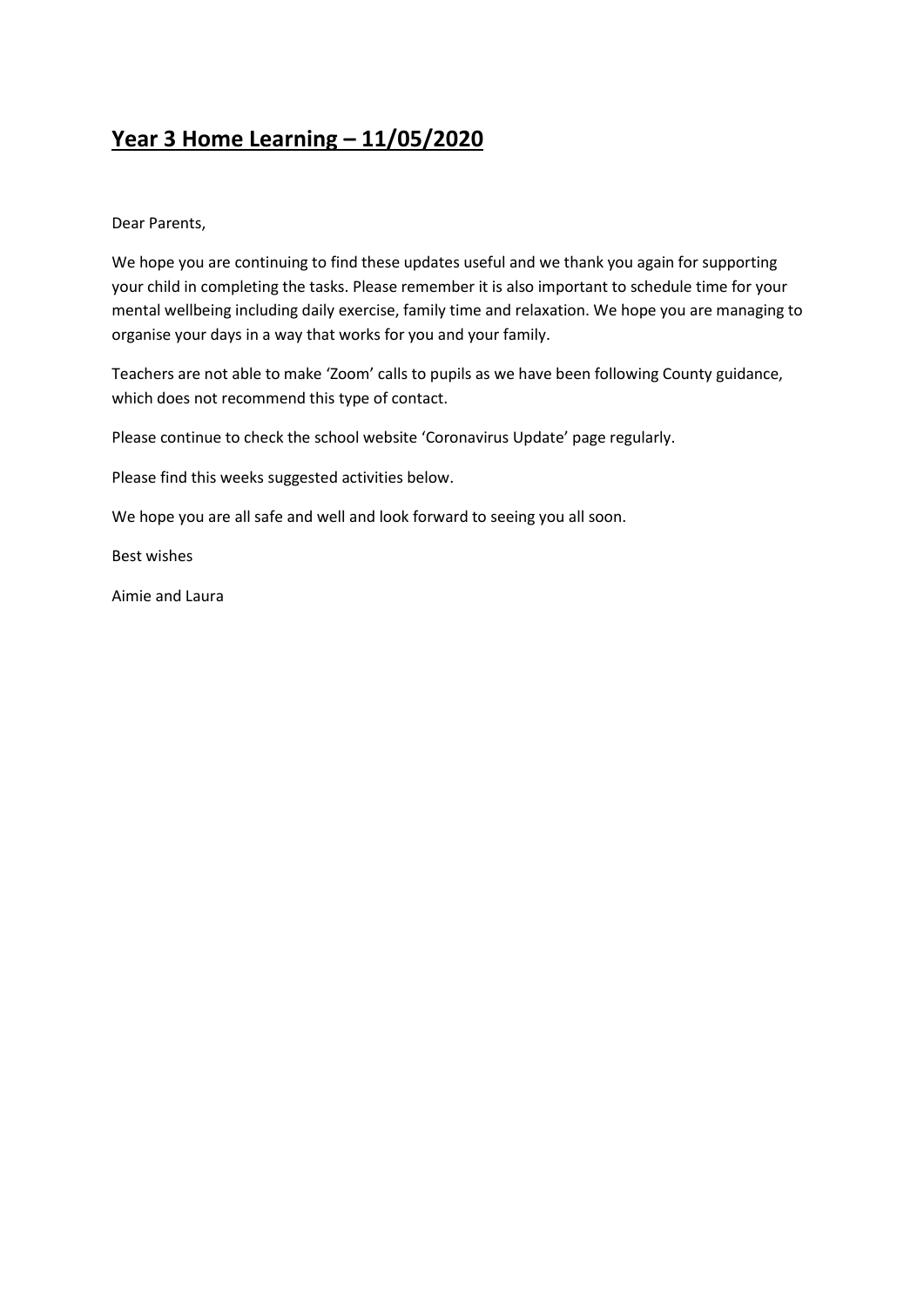# Year 3 Home Learning – 11/05/2020

Dear Parents,

We hope you are continuing to find these updates useful and we thank you again for supporting your child in completing the tasks. Please remember it is also important to schedule time for your mental wellbeing including daily exercise, family time and relaxation. We hope you are managing to organise your days in a way that works for you and your family.

Teachers are not able to make 'Zoom' calls to pupils as we have been following County guidance, which does not recommend this type of contact.

Please continue to check the school website 'Coronavirus Update' page regularly.

Please find this weeks suggested activities below.

We hope you are all safe and well and look forward to seeing you all soon.

Best wishes

Aimie and Laura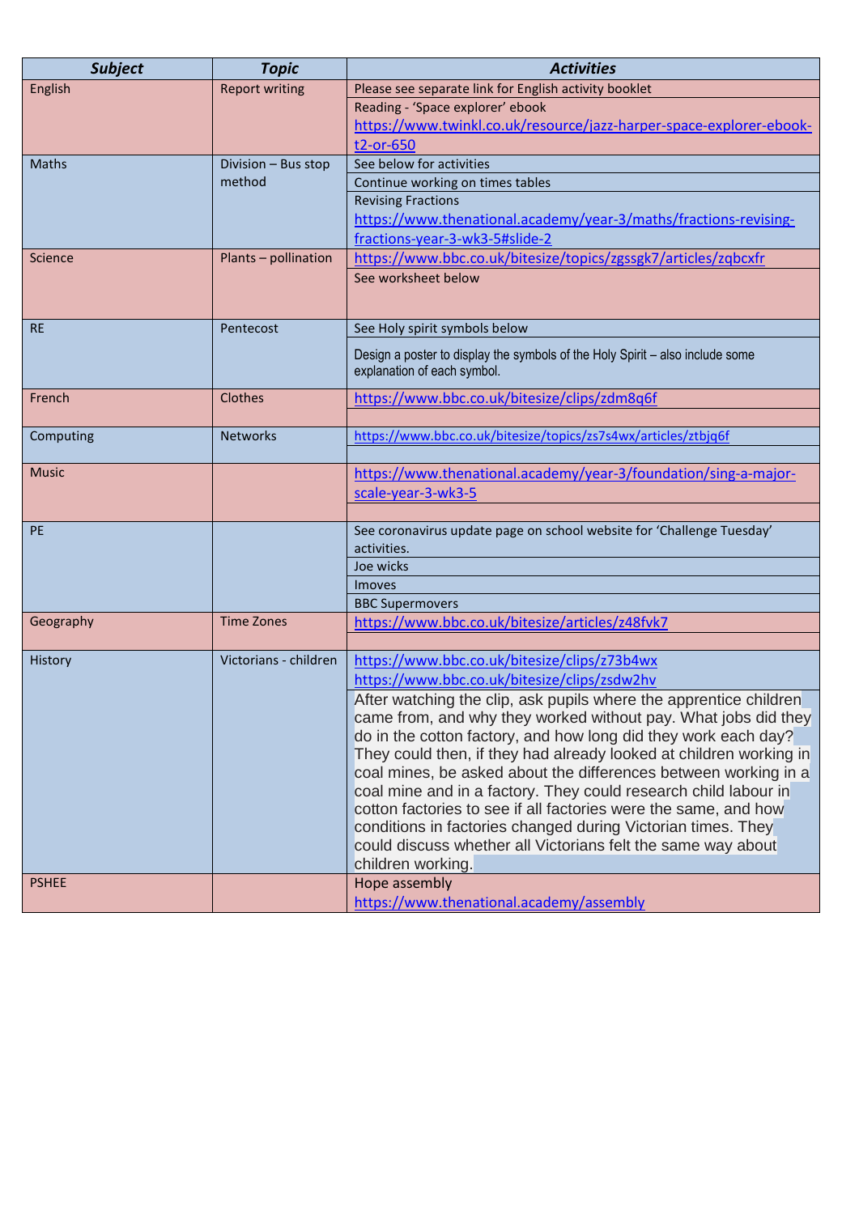| ***Subject*** | ***Topic*** | ***Activities*** |
|---|---|---|
| English | Report writing | Please see separate link for English activity booklet |
| | | Reading - 'Space explorer' ebook https://www.twinkl.co.uk/resource/jazz-harper-space-explorer-ebook-t2-or-650 |
| Maths | Division – Bus stop method | See below for activities |
| | | Continue working on times tables |
| | | Revising Fractions https://www.thenational.academy/year-3/maths/fractions-revising-fractions-year-3-wk3-5#slide-2 |
| Science | Plants – pollination | https://www.bbc.co.uk/bitesize/topics/zgssgk7/articles/zqbcxfr |
| | | See worksheet below |
| RE | Pentecost | See Holy spirit symbols below |
| | | Design a poster to display the symbols of the Holy Spirit – also include some explanation of each symbol. |
| French | Clothes | https://www.bbc.co.uk/bitesize/clips/zdm8q6f |
| | | |
| Computing | Networks | https://www.bbc.co.uk/bitesize/topics/zs7s4wx/articles/ztbjq6f |
| | | |
| Music | | https://www.thenational.academy/year-3/foundation/sing-a-major-scale-year-3-wk3-5 |
| | | |
| PE | | See coronavirus update page on school website for 'Challenge Tuesday' activities. |
| | | Joe wicks |
| | | Imoves |
| | | BBC Supermovers |
| Geography | Time Zones | https://www.bbc.co.uk/bitesize/articles/z48fvk7 |
| | | |
| History | Victorians - children | https://www.bbc.co.uk/bitesize/clips/z73b4wx https://www.bbc.co.uk/bitesize/clips/zsdw2hv |
| | | After watching the clip, ask pupils where the apprentice children came from, and why they worked without pay. What jobs did they do in the cotton factory, and how long did they work each day? They could then, if they had already looked at children working in coal mines, be asked about the differences between working in a coal mine and in a factory. They could research child labour in cotton factories to see if all factories were the same, and how conditions in factories changed during Victorian times. They could discuss whether all Victorians felt the same way about children working. |
| PSHEE | | Hope assembly https://www.thenational.academy/assembly |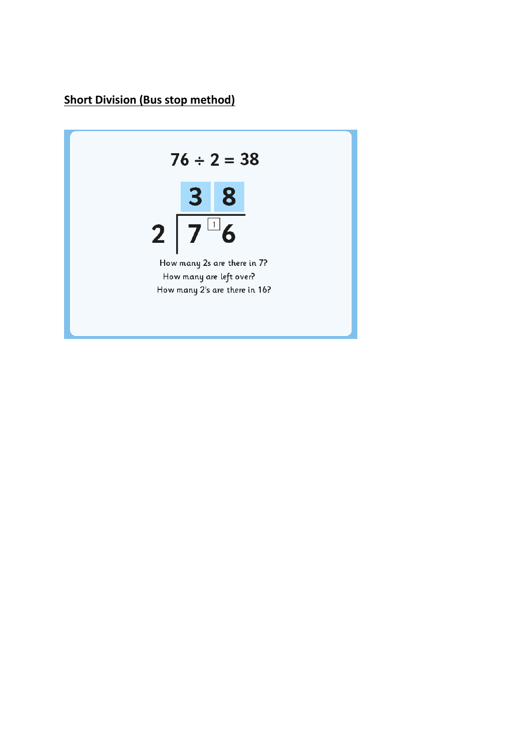## Short Division (Bus stop method)

$$76 \div 2 = 38$$

```
   3  8
2 | 7 ¹6
```

How many 2s are there in 7?

How many are left over?

How many 2's are there in 16?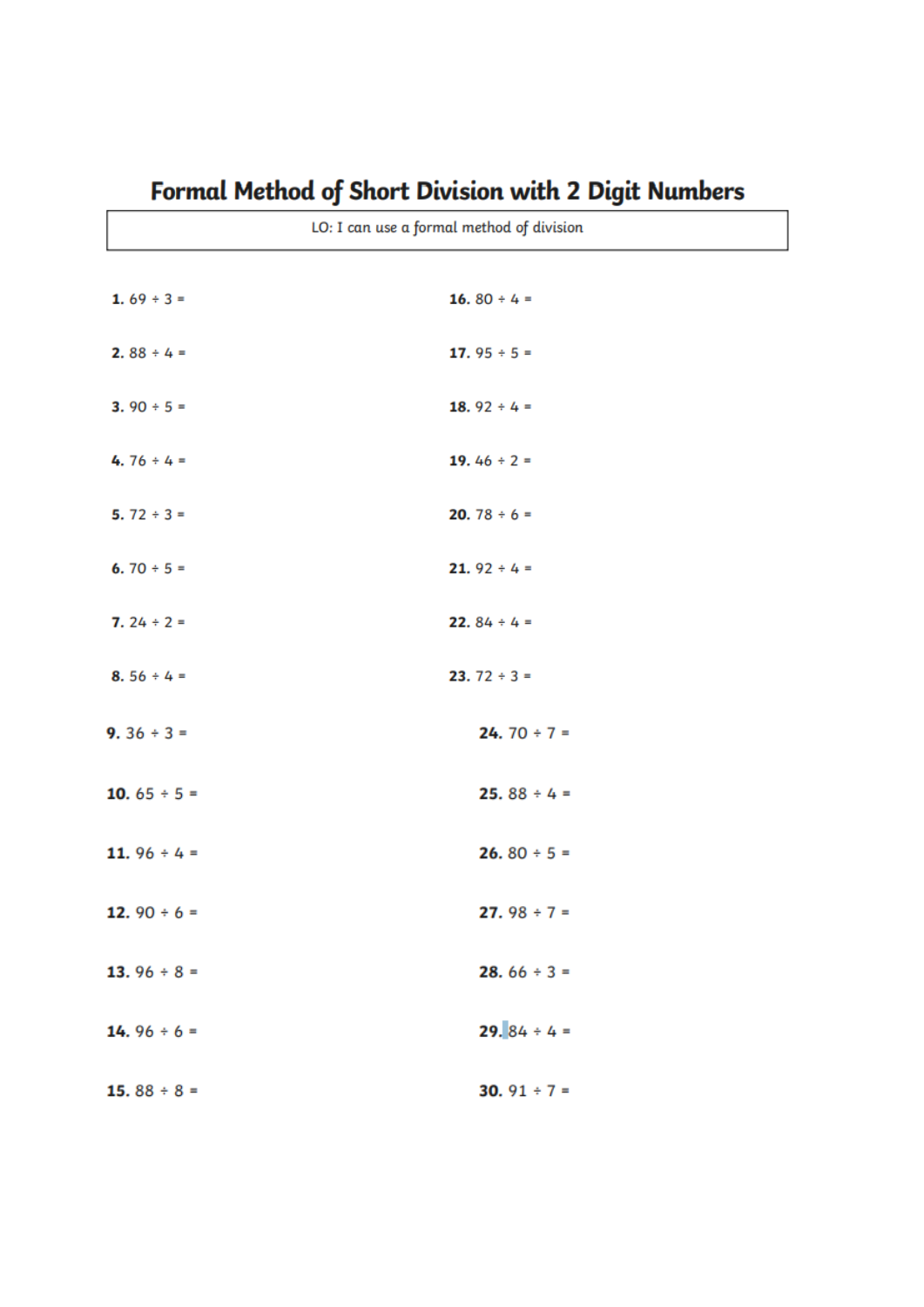# Formal Method of Short Division with 2 Digit Numbers

LO: I can use a formal method of division

**1.** 69 ÷ 3 =

**2.** 88 ÷ 4 =

**3.** 90 ÷ 5 =

**4.** 76 ÷ 4 =

**5.** 72 ÷ 3 =

**6.** 70 ÷ 5 =

**7.** 24 ÷ 2 =

**8.** 56 ÷ 4 =

**9.** 36 ÷ 3 =

**10.** 65 ÷ 5 =

**11.** 96 ÷ 4 =

**12.** 90 ÷ 6 =

**13.** 96 ÷ 8 =

**14.** 96 ÷ 6 =

**15.** 88 ÷ 8 =

**16.** 80 ÷ 4 =

**17.** 95 ÷ 5 =

**18.** 92 ÷ 4 =

**19.** 46 ÷ 2 =

**20.** 78 ÷ 6 =

**21.** 92 ÷ 4 =

**22.** 84 ÷ 4 =

**23.** 72 ÷ 3 =

**24.** 70 ÷ 7 =

**25.** 88 ÷ 4 =

**26.** 80 ÷ 5 =

**27.** 98 ÷ 7 =

**28.** 66 ÷ 3 =

**29.** 84 ÷ 4 =

**30.** 91 ÷ 7 =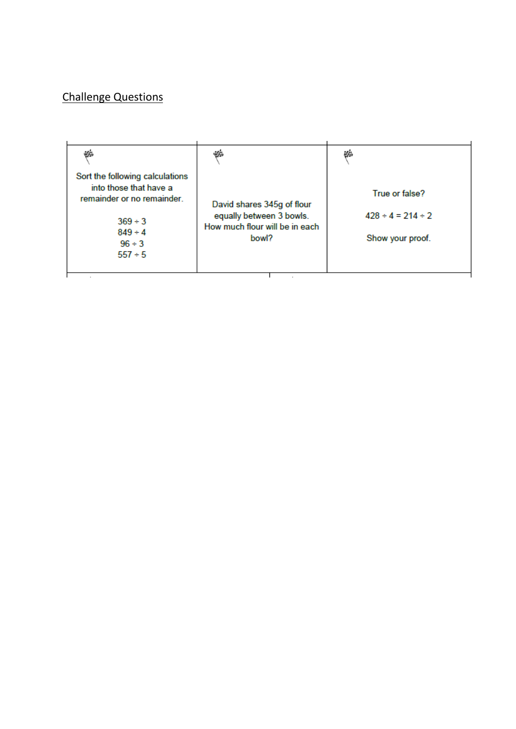## Challenge Questions

| Sort the following calculations into those that have a remainder or no remainder.<br><br>369 ÷ 3<br>849 ÷ 4<br>96 ÷ 3<br>557 ÷ 5 | David shares 345g of flour equally between 3 bowls. How much flour will be in each bowl? | True or false?<br><br>428 ÷ 4 = 214 ÷ 2<br><br>Show your proof. |
| --- | --- | --- |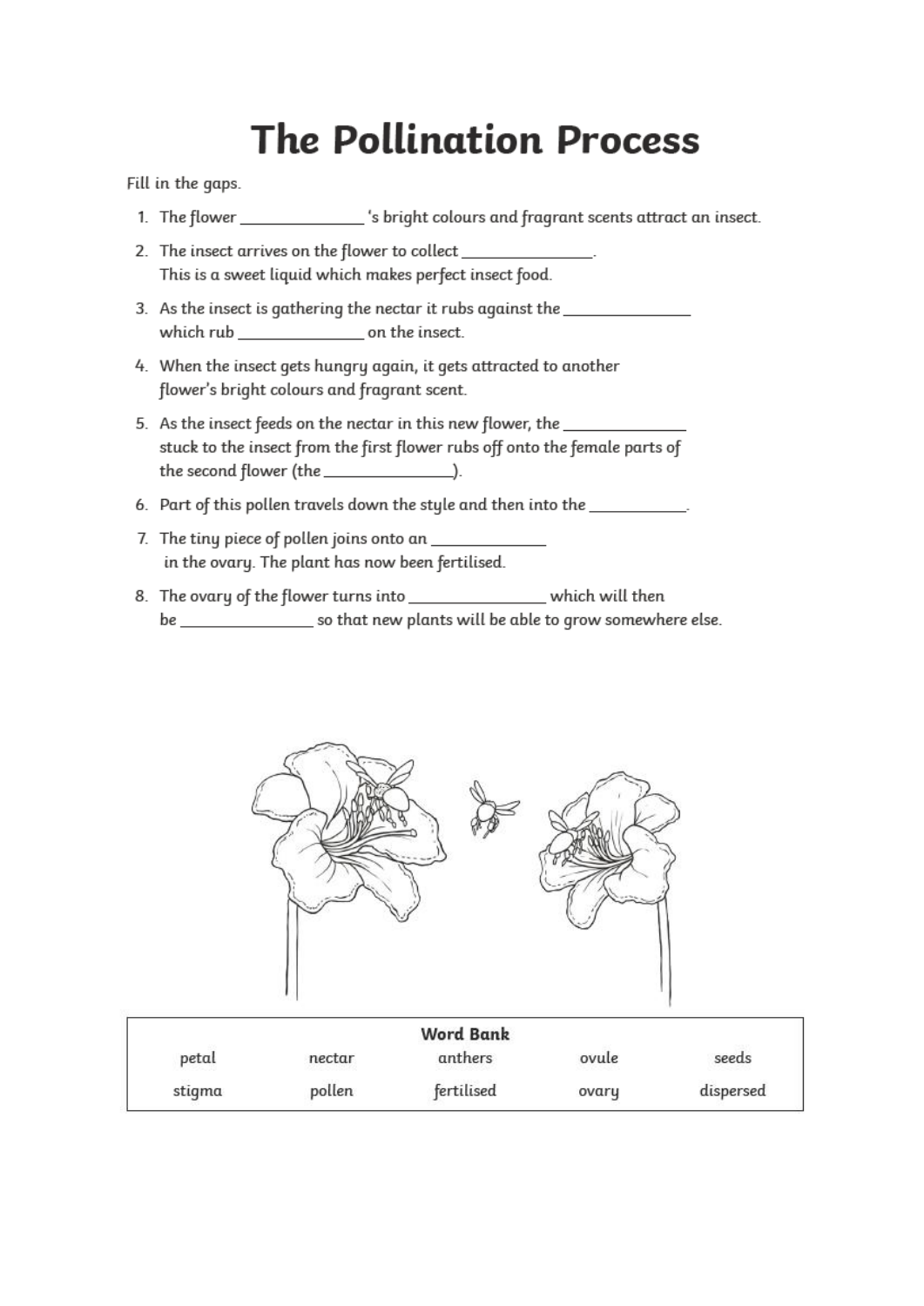# The Pollination Process

Fill in the gaps.

1. The flower ______________ 's bright colours and fragrant scents attract an insect.
2. The insect arrives on the flower to collect ______________.
   This is a sweet liquid which makes perfect insect food.
3. As the insect is gathering the nectar it rubs against the ______________
   which rub ______________ on the insect.
4. When the insect gets hungry again, it gets attracted to another flower's bright colours and fragrant scent.
5. As the insect feeds on the nectar in this new flower, the ______________
   stuck to the insect from the first flower rubs off onto the female parts of the second flower (the ______________).
6. Part of this pollen travels down the style and then into the ___________.
7. The tiny piece of pollen joins onto an _____________
   in the ovary. The plant has now been fertilised.
8. The ovary of the flower turns into _______________ which will then
   be _______________ so that new plants will be able to grow somewhere else.

| Word Bank | | | | |
|---|---|---|---|---|
| petal | nectar | anthers | ovule | seeds |
| stigma | pollen | fertilised | ovary | dispersed |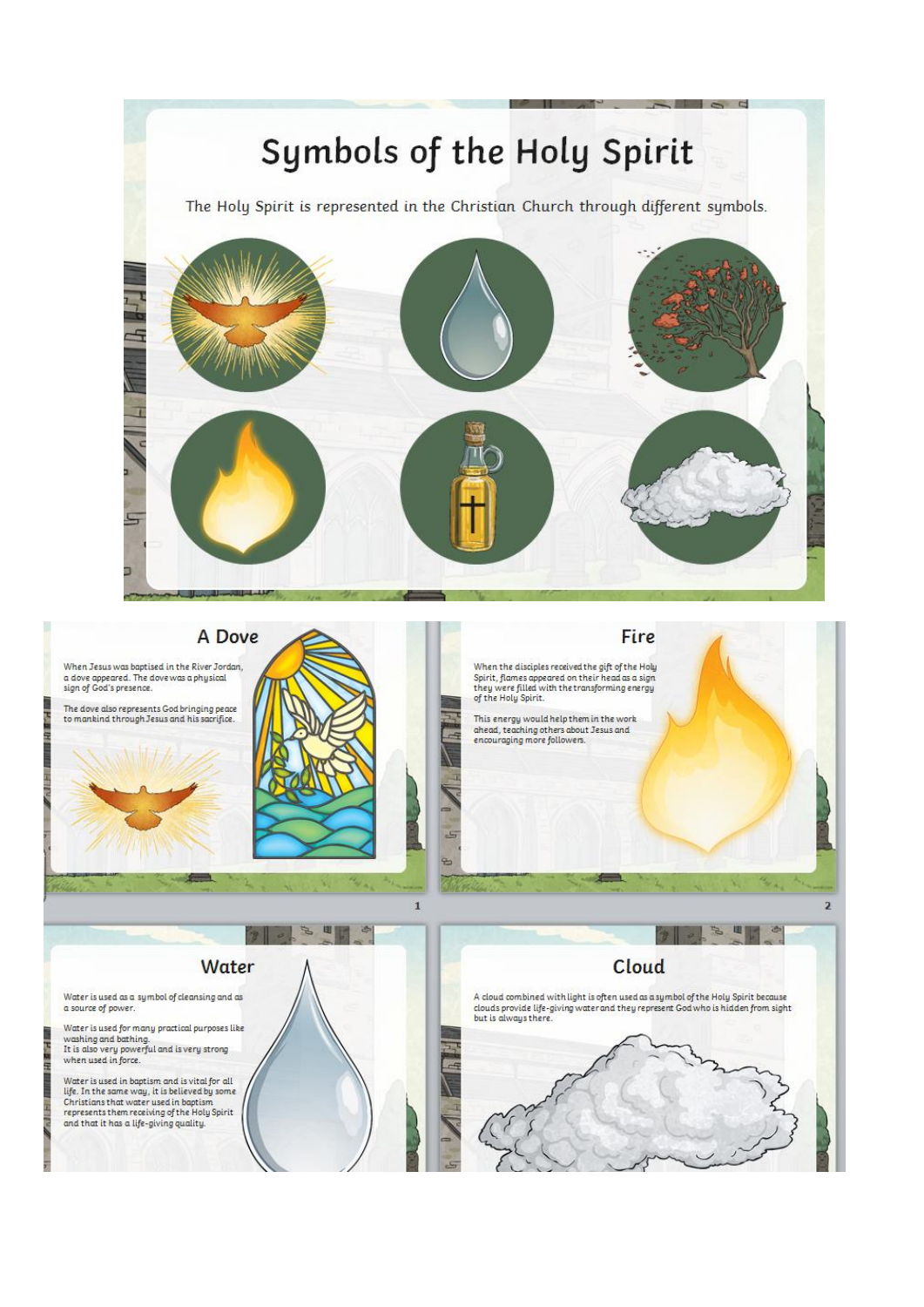# Symbols of the Holy Spirit

The Holy Spirit is represented in the Christian Church through different symbols.

## A Dove

When Jesus was baptised in the River Jordan, a dove appeared. The dove was a physical sign of God's presence.

The dove also represents God bringing peace to mankind through Jesus and his sacrifice.

## Fire

When the disciples received the gift of the Holy Spirit, flames appeared on their head as a sign they were filled with the transforming energy of the Holy Spirit.

This energy would help them in the work ahead, teaching others about Jesus and encouraging more followers.

## Water

Water is used as a symbol of cleansing and as a source of power.

Water is used for many practical purposes like washing and bathing.
It is also very powerful and is very strong when used in force.

Water is used in baptism and is vital for all life. In the same way, it is believed by some Christians that water used in baptism represents them receiving of the Holy Spirit and that it has a life-giving quality.

## Cloud

A cloud combined with light is often used as a symbol of the Holy Spirit because clouds provide life-giving water and they represent God who is hidden from sight but is always there.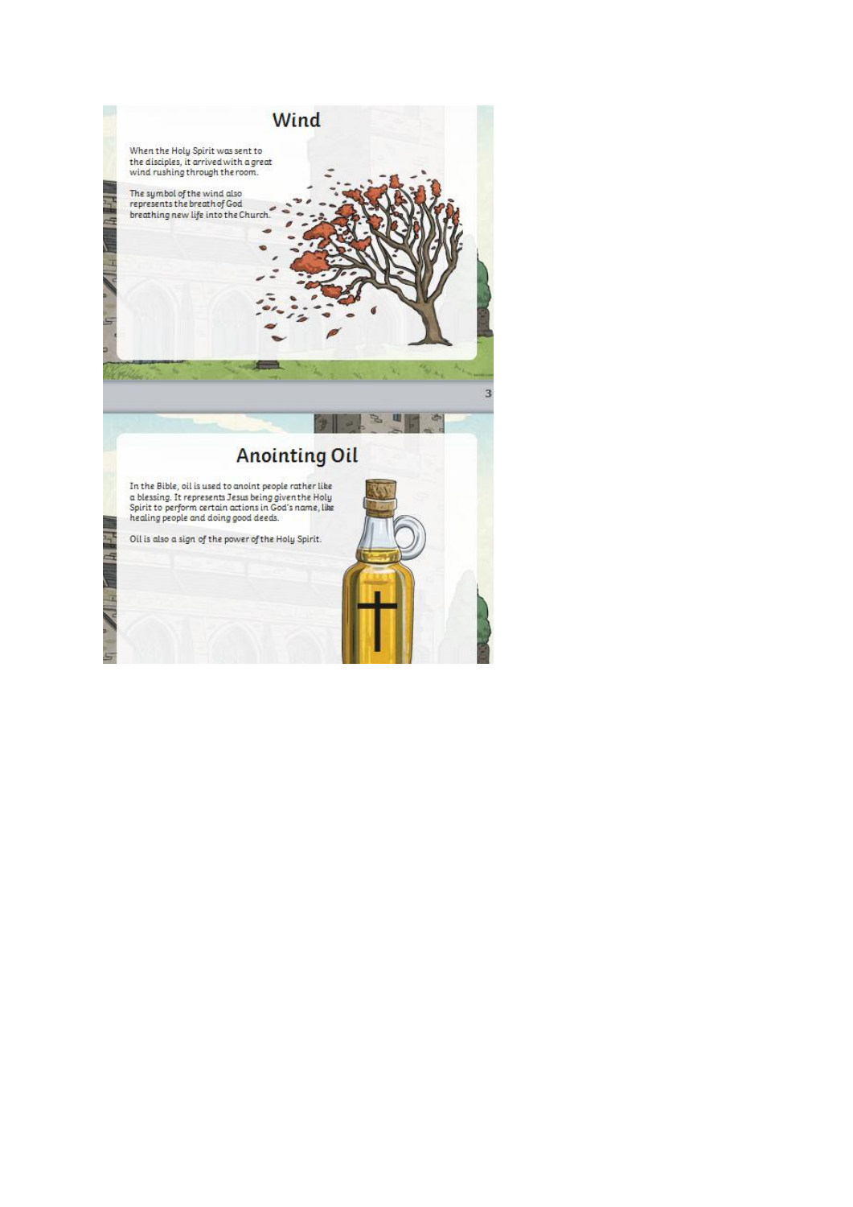## Wind

When the Holy Spirit was sent to the disciples, it arrived with a great wind rushing through the room.

The symbol of the wind also represents the breath of God breathing new life into the Church.

## Anointing Oil

In the Bible, oil is used to anoint people rather like a blessing. It represents Jesus being given the Holy Spirit to perform certain actions in God's name, like healing people and doing good deeds.

Oil is also a sign of the power of the Holy Spirit.